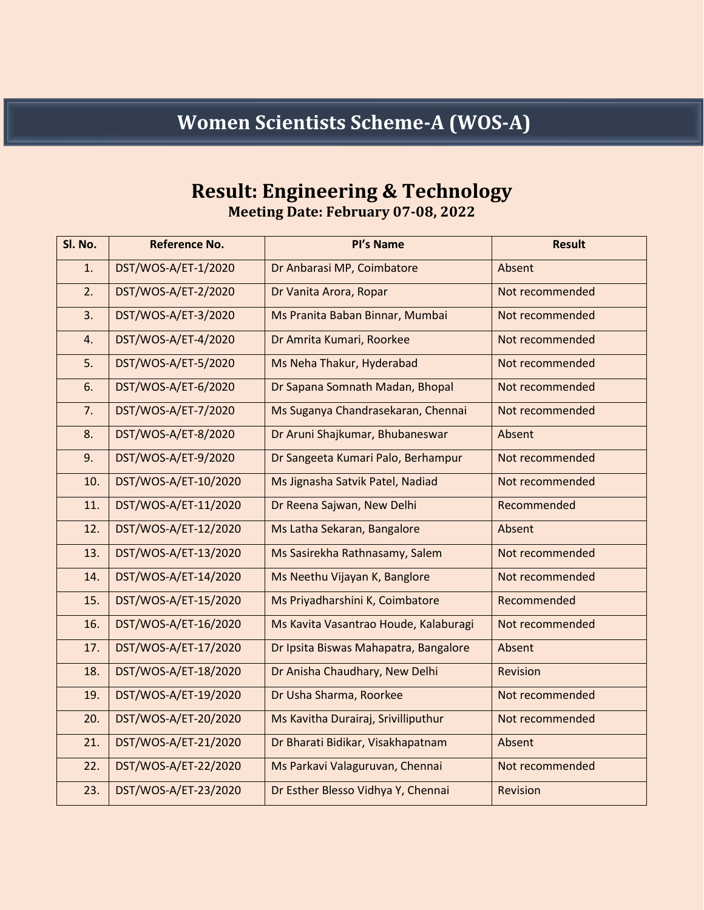# Women Scientists Scheme-A (WOS-A)

## Result: Engineering & Technology

**Meeting Date: February 07-08, 2022**

| Sl. No. | Reference No. | PI's Name | Result |
|---|---|---|---|
| 1. | DST/WOS-A/ET-1/2020 | Dr Anbarasi MP, Coimbatore | Absent |
| 2. | DST/WOS-A/ET-2/2020 | Dr Vanita Arora, Ropar | Not recommended |
| 3. | DST/WOS-A/ET-3/2020 | Ms Pranita Baban Binnar, Mumbai | Not recommended |
| 4. | DST/WOS-A/ET-4/2020 | Dr Amrita Kumari, Roorkee | Not recommended |
| 5. | DST/WOS-A/ET-5/2020 | Ms Neha Thakur, Hyderabad | Not recommended |
| 6. | DST/WOS-A/ET-6/2020 | Dr Sapana Somnath Madan, Bhopal | Not recommended |
| 7. | DST/WOS-A/ET-7/2020 | Ms Suganya Chandrasekaran, Chennai | Not recommended |
| 8. | DST/WOS-A/ET-8/2020 | Dr Aruni Shajkumar, Bhubaneswar | Absent |
| 9. | DST/WOS-A/ET-9/2020 | Dr Sangeeta Kumari Palo, Berhampur | Not recommended |
| 10. | DST/WOS-A/ET-10/2020 | Ms Jignasha Satvik Patel, Nadiad | Not recommended |
| 11. | DST/WOS-A/ET-11/2020 | Dr Reena Sajwan, New Delhi | Recommended |
| 12. | DST/WOS-A/ET-12/2020 | Ms Latha Sekaran, Bangalore | Absent |
| 13. | DST/WOS-A/ET-13/2020 | Ms Sasirekha Rathnasamy, Salem | Not recommended |
| 14. | DST/WOS-A/ET-14/2020 | Ms Neethu Vijayan K, Banglore | Not recommended |
| 15. | DST/WOS-A/ET-15/2020 | Ms Priyadharshini K, Coimbatore | Recommended |
| 16. | DST/WOS-A/ET-16/2020 | Ms Kavita Vasantrao Houde, Kalaburagi | Not recommended |
| 17. | DST/WOS-A/ET-17/2020 | Dr Ipsita Biswas Mahapatra, Bangalore | Absent |
| 18. | DST/WOS-A/ET-18/2020 | Dr Anisha Chaudhary, New Delhi | Revision |
| 19. | DST/WOS-A/ET-19/2020 | Dr Usha Sharma, Roorkee | Not recommended |
| 20. | DST/WOS-A/ET-20/2020 | Ms Kavitha Durairaj, Srivilliputhur | Not recommended |
| 21. | DST/WOS-A/ET-21/2020 | Dr Bharati Bidikar, Visakhapatnam | Absent |
| 22. | DST/WOS-A/ET-22/2020 | Ms Parkavi Valaguruvan, Chennai | Not recommended |
| 23. | DST/WOS-A/ET-23/2020 | Dr Esther Blesso Vidhya Y, Chennai | Revision |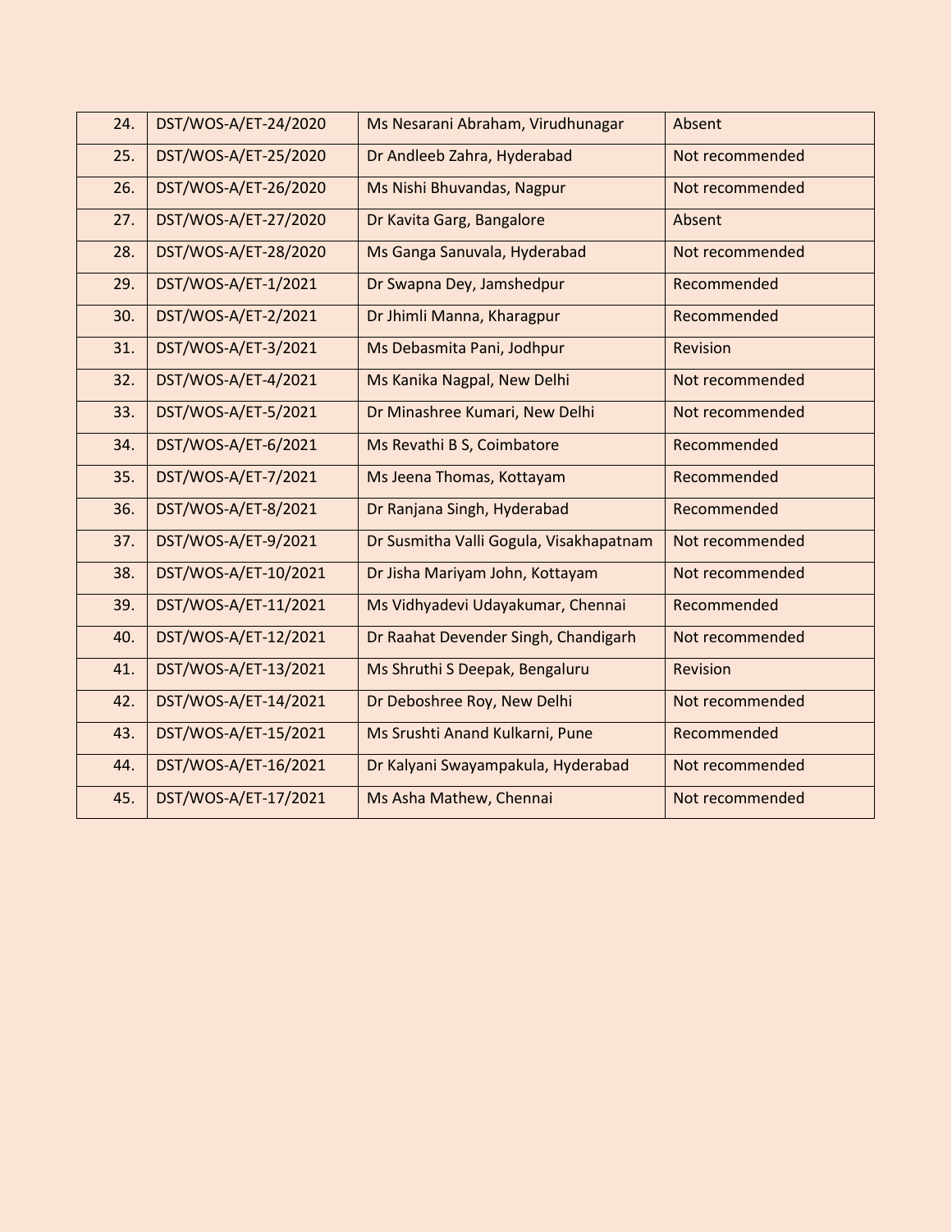| | | | |
|---|---|---|---|
| 24. | DST/WOS-A/ET-24/2020 | Ms Nesarani Abraham, Virudhunagar | Absent |
| 25. | DST/WOS-A/ET-25/2020 | Dr Andleeb Zahra, Hyderabad | Not recommended |
| 26. | DST/WOS-A/ET-26/2020 | Ms Nishi Bhuvandas, Nagpur | Not recommended |
| 27. | DST/WOS-A/ET-27/2020 | Dr Kavita Garg, Bangalore | Absent |
| 28. | DST/WOS-A/ET-28/2020 | Ms Ganga Sanuvala, Hyderabad | Not recommended |
| 29. | DST/WOS-A/ET-1/2021 | Dr Swapna Dey, Jamshedpur | Recommended |
| 30. | DST/WOS-A/ET-2/2021 | Dr Jhimli Manna, Kharagpur | Recommended |
| 31. | DST/WOS-A/ET-3/2021 | Ms Debasmita Pani, Jodhpur | Revision |
| 32. | DST/WOS-A/ET-4/2021 | Ms Kanika Nagpal, New Delhi | Not recommended |
| 33. | DST/WOS-A/ET-5/2021 | Dr Minashree Kumari, New Delhi | Not recommended |
| 34. | DST/WOS-A/ET-6/2021 | Ms Revathi B S, Coimbatore | Recommended |
| 35. | DST/WOS-A/ET-7/2021 | Ms Jeena Thomas, Kottayam | Recommended |
| 36. | DST/WOS-A/ET-8/2021 | Dr Ranjana Singh, Hyderabad | Recommended |
| 37. | DST/WOS-A/ET-9/2021 | Dr Susmitha Valli Gogula, Visakhapatnam | Not recommended |
| 38. | DST/WOS-A/ET-10/2021 | Dr Jisha Mariyam John, Kottayam | Not recommended |
| 39. | DST/WOS-A/ET-11/2021 | Ms Vidhyadevi Udayakumar, Chennai | Recommended |
| 40. | DST/WOS-A/ET-12/2021 | Dr Raahat Devender Singh, Chandigarh | Not recommended |
| 41. | DST/WOS-A/ET-13/2021 | Ms Shruthi S Deepak, Bengaluru | Revision |
| 42. | DST/WOS-A/ET-14/2021 | Dr Deboshree Roy, New Delhi | Not recommended |
| 43. | DST/WOS-A/ET-15/2021 | Ms Srushti Anand Kulkarni, Pune | Recommended |
| 44. | DST/WOS-A/ET-16/2021 | Dr Kalyani Swayampakula, Hyderabad | Not recommended |
| 45. | DST/WOS-A/ET-17/2021 | Ms Asha Mathew, Chennai | Not recommended |